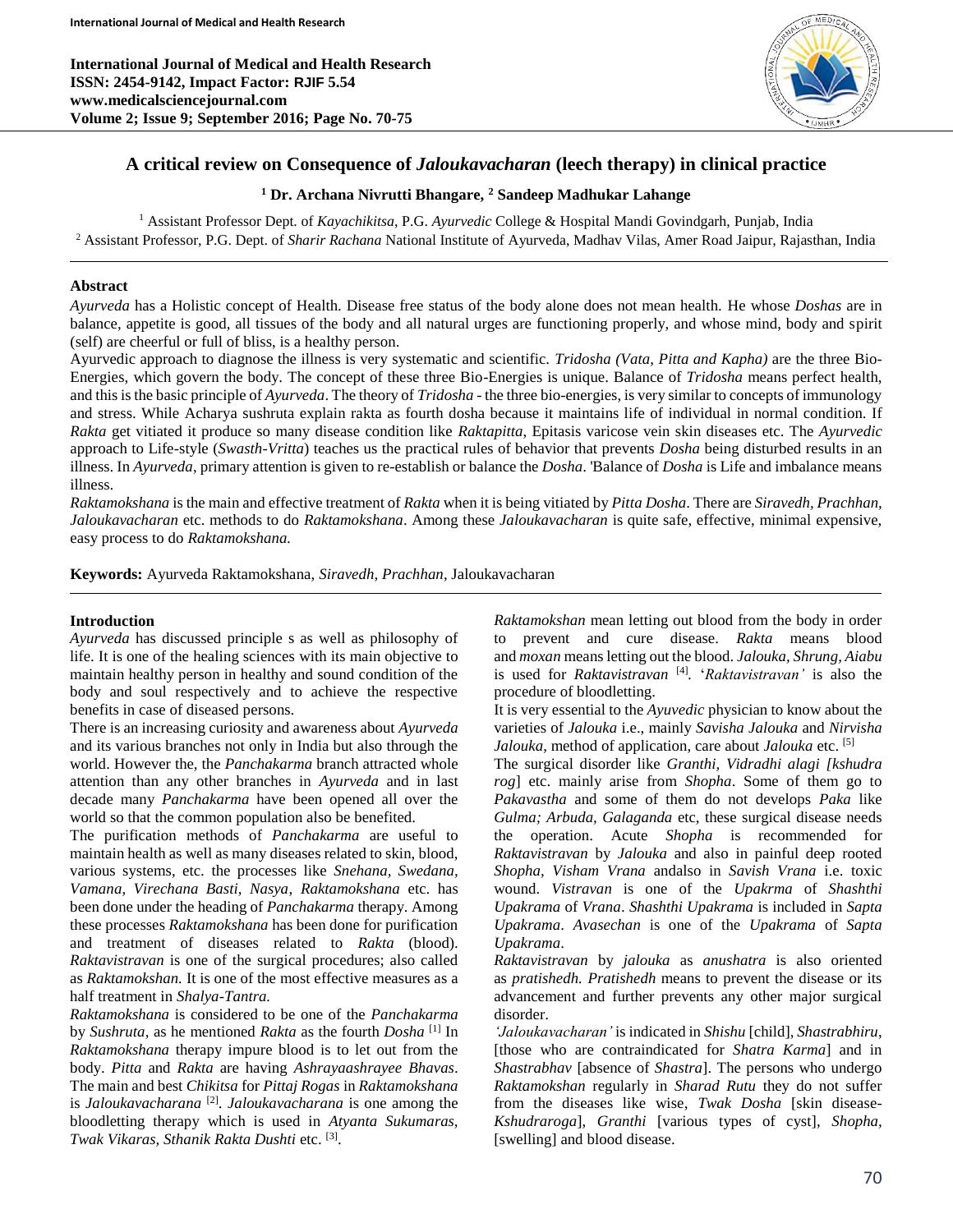# A critical review on Consequence of *Jaloukavacharan* (leech therapy) in clinical practice

**[1] Dr. Archana Nivrutti Bhangare, [2] Sandeep Madhukar Lahange**

[1] Assistant Professor Dept. of *Kayachikitsa*, P.G. *Ayurvedic* College & Hospital Mandi Govindgarh, Punjab, India
[2] Assistant Professor, P.G. Dept. of *Sharir Rachana* National Institute of Ayurveda, Madhav Vilas, Amer Road Jaipur, Rajasthan, India

## Abstract

*Ayurveda* has a Holistic concept of Health. Disease free status of the body alone does not mean health. He whose *Doshas* are in balance, appetite is good, all tissues of the body and all natural urges are functioning properly, and whose mind, body and spirit (self) are cheerful or full of bliss, is a healthy person.

Ayurvedic approach to diagnose the illness is very systematic and scientific. *Tridosha (Vata, Pitta and Kapha)* are the three Bio-Energies, which govern the body. The concept of these three Bio-Energies is unique. Balance of *Tridosha* means perfect health, and this is the basic principle of *Ayurveda*. The theory of *Tridosha* - the three bio-energies, is very similar to concepts of immunology and stress. While Acharya sushruta explain rakta as fourth dosha because it maintains life of individual in normal condition. If *Rakta* get vitiated it produce so many disease condition like *Raktapitta,* Epitasis varicose vein skin diseases etc. The *Ayurvedic* approach to Life-style (*Swasth-Vritta*) teaches us the practical rules of behavior that prevents *Dosha* being disturbed results in an illness. In *Ayurveda*, primary attention is given to re-establish or balance the *Dosha*. 'Balance of *Dosha* is Life and imbalance means illness.

*Raktamokshana* is the main and effective treatment of *Rakta* when it is being vitiated by *Pitta Dosha*. There are *Siravedh, Prachhan, Jaloukavacharan* etc. methods to do *Raktamokshana*. Among these *Jaloukavacharan* is quite safe, effective, minimal expensive, easy process to do *Raktamokshana.*

**Keywords:** Ayurveda Raktamokshana, *Siravedh, Prachhan*, Jaloukavacharan

## Introduction

*Ayurveda* has discussed principle s as well as philosophy of life. It is one of the healing sciences with its main objective to maintain healthy person in healthy and sound condition of the body and soul respectively and to achieve the respective benefits in case of diseased persons.

There is an increasing curiosity and awareness about *Ayurveda* and its various branches not only in India but also through the world. However the, the *Panchakarma* branch attracted whole attention than any other branches in *Ayurveda* and in last decade many *Panchakarma* have been opened all over the world so that the common population also be benefited.

The purification methods of *Panchakarma* are useful to maintain health as well as many diseases related to skin, blood, various systems, etc. the processes like *Snehana, Swedana, Vamana, Virechana Basti, Nasya, Raktamokshana* etc. has been done under the heading of *Panchakarma* therapy. Among these processes *Raktamokshana* has been done for purification and treatment of diseases related to *Rakta* (blood). *Raktavistravan* is one of the surgical procedures; also called as *Raktamokshan.* It is one of the most effective measures as a half treatment in *Shalya-Tantra.*

*Raktamokshana* is considered to be one of the *Panchakarma* by *Sushruta*, as he mentioned *Rakta* as the fourth *Dosha* [1] In *Raktamokshana* therapy impure blood is to let out from the body. *Pitta* and *Rakta* are having *Ashrayaashrayee Bhavas*. The main and best *Chikitsa* for *Pittaj Rogas* in *Raktamokshana* is *Jaloukavacharana* [2]. *Jaloukavacharana* is one among the bloodletting therapy which is used in *Atyanta Sukumaras, Twak Vikaras, Sthanik Rakta Dushti* etc. [3].

*Raktamokshan* mean letting out blood from the body in order to prevent and cure disease. *Rakta* means blood and *moxan* means letting out the blood. *Jalouka, Shrung, Aiabu* is used for *Raktavistravan* [4]. '*Raktavistravan'* is also the procedure of bloodletting.

It is very essential to the *Ayuvedic* physician to know about the varieties of *Jalouka* i.e., mainly *Savisha Jalouka* and *Nirvisha Jalouka*, method of application, care about *Jalouka* etc. [5]

The surgical disorder like *Granthi, Vidradhi alagi [kshudra rog*] etc. mainly arise from *Shopha*. Some of them go to *Pakavastha* and some of them do not develops *Paka* like *Gulma; Arbuda, Galaganda* etc, these surgical disease needs the operation. Acute *Shopha* is recommended for *Raktavistravan* by *Jalouka* and also in painful deep rooted *Shopha*, *Visham Vrana* andalso in *Savish Vrana* i.e. toxic wound. *Vistravan* is one of the *Upakrma* of *Shashthi Upakrama* of *Vrana*. *Shashthi Upakrama* is included in *Sapta Upakrama*. *Avasechan* is one of the *Upakrama* of *Sapta Upakrama*.

*Raktavistravan* by *jalouka* as *anushatra* is also oriented as *pratishedh. Pratishedh* means to prevent the disease or its advancement and further prevents any other major surgical disorder.

*'Jaloukavacharan'* is indicated in *Shishu* [child], *Shastrabhiru*, [those who are contraindicated for *Shatra Karma*] and in *Shastrabhav* [absence of *Shastra*]. The persons who undergo *Raktamokshan* regularly in *Sharad Rutu* they do not suffer from the diseases like wise, *Twak Dosha* [skin disease-*Kshudraroga*], *Granthi* [various types of cyst], *Shopha*, [swelling] and blood disease.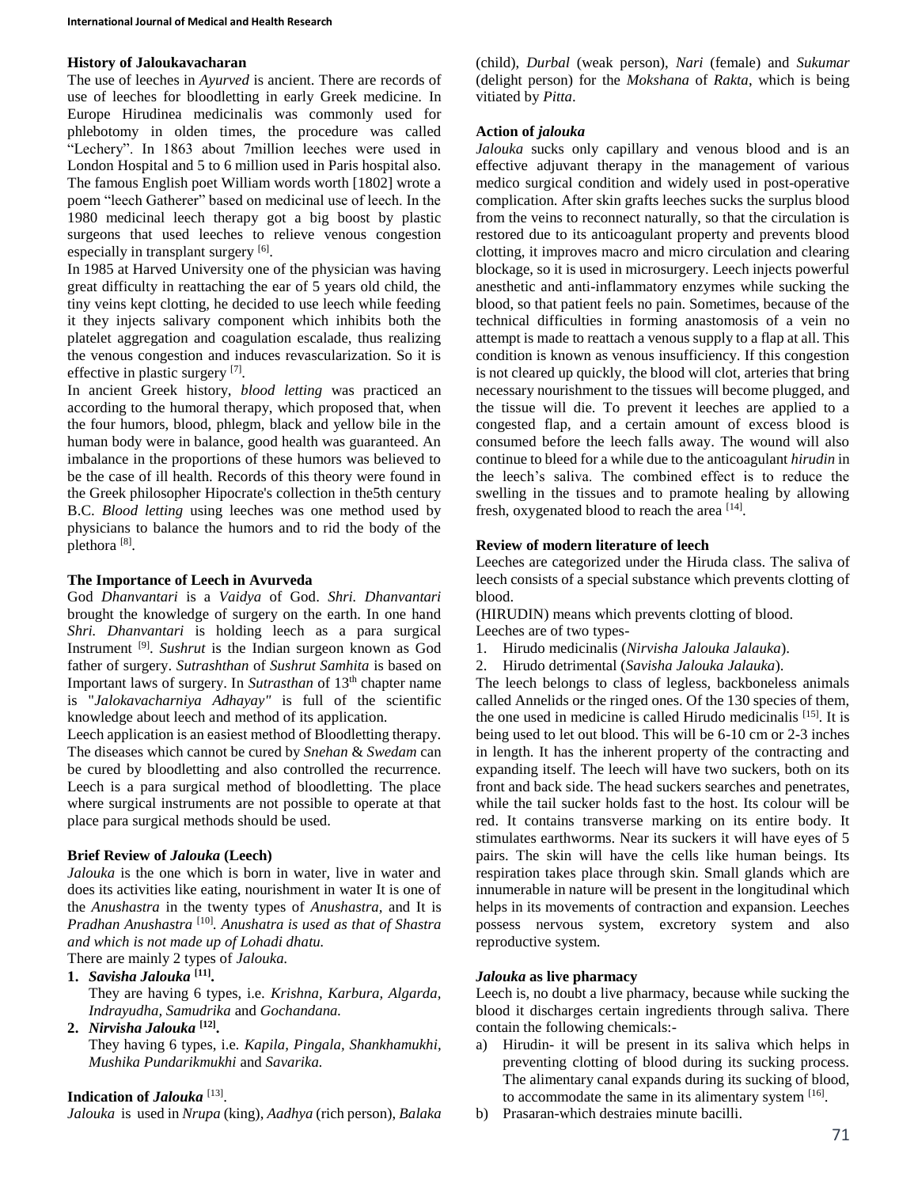### History of Jaloukavacharan

The use of leeches in *Ayurved* is ancient. There are records of use of leeches for bloodletting in early Greek medicine. In Europe Hirudinea medicinalis was commonly used for phlebotomy in olden times, the procedure was called "Lechery". In 1863 about 7million leeches were used in London Hospital and 5 to 6 million used in Paris hospital also. The famous English poet William words worth [1802] wrote a poem "leech Gatherer" based on medicinal use of leech. In the 1980 medicinal leech therapy got a big boost by plastic surgeons that used leeches to relieve venous congestion especially in transplant surgery [6].

In 1985 at Harved University one of the physician was having great difficulty in reattaching the ear of 5 years old child, the tiny veins kept clotting, he decided to use leech while feeding it they injects salivary component which inhibits both the platelet aggregation and coagulation escalade, thus realizing the venous congestion and induces revascularization. So it is effective in plastic surgery [7].

In ancient Greek history, *blood letting* was practiced an according to the humoral therapy, which proposed that, when the four humors, blood, phlegm, black and yellow bile in the human body were in balance, good health was guaranteed. An imbalance in the proportions of these humors was believed to be the case of ill health. Records of this theory were found in the Greek philosopher Hipocrate's collection in the5th century B.C. *Blood letting* using leeches was one method used by physicians to balance the humors and to rid the body of the plethora [8].

### The Importance of Leech in Avurveda

God *Dhanvantari* is a *Vaidya* of God. *Shri. Dhanvantari* brought the knowledge of surgery on the earth. In one hand *Shri. Dhanvantari* is holding leech as a para surgical Instrument [9]. *Sushrut* is the Indian surgeon known as God father of surgery. *Sutrashthan* of *Sushrut Samhita* is based on Important laws of surgery. In *Sutrasthan* of 13th chapter name is "*Jalokavacharniya Adhayay"* is full of the scientific knowledge about leech and method of its application.

Leech application is an easiest method of Bloodletting therapy. The diseases which cannot be cured by *Snehan* & *Swedam* can be cured by bloodletting and also controlled the recurrence. Leech is a para surgical method of bloodletting. The place where surgical instruments are not possible to operate at that place para surgical methods should be used.

### Brief Review of *Jalouka* (Leech)

*Jalouka* is the one which is born in water, live in water and does its activities like eating, nourishment in water It is one of the *Anushastra* in the twenty types of *Anushastra,* and It is *Pradhan Anushastra* [10]. *Anushatra is used as that of Shastra and which is not made up of Lohadi dhatu.*

There are mainly 2 types of *Jalouka.*

1. ***Savisha Jalouka* [11].**
   They are having 6 types, i.e. *Krishna, Karbura, Algarda, Indrayudha, Samudrika* and *Gochandana.*
2. ***Nirvisha Jalouka* [12].**
   They having 6 types, i.e. *Kapila, Pingala, Shankhamukhi, Mushika Pundarikmukhi* and *Savarika.*

### Indication of *Jalouka* [13].

*Jalouka* is used in *Nrupa* (king), *Aadhya* (rich person), *Balaka* (child), *Durbal* (weak person), *Nari* (female) and *Sukumar* (delight person) for the *Mokshana* of *Rakta*, which is being vitiated by *Pitta*.

### Action of *jalouka*

*Jalouka* sucks only capillary and venous blood and is an effective adjuvant therapy in the management of various medico surgical condition and widely used in post-operative complication. After skin grafts leeches sucks the surplus blood from the veins to reconnect naturally, so that the circulation is restored due to its anticoagulant property and prevents blood clotting, it improves macro and micro circulation and clearing blockage, so it is used in microsurgery. Leech injects powerful anesthetic and anti-inflammatory enzymes while sucking the blood, so that patient feels no pain. Sometimes, because of the technical difficulties in forming anastomosis of a vein no attempt is made to reattach a venous supply to a flap at all. This condition is known as venous insufficiency. If this congestion is not cleared up quickly, the blood will clot, arteries that bring necessary nourishment to the tissues will become plugged, and the tissue will die. To prevent it leeches are applied to a congested flap, and a certain amount of excess blood is consumed before the leech falls away. The wound will also continue to bleed for a while due to the anticoagulant *hirudin* in the leech's saliva. The combined effect is to reduce the swelling in the tissues and to pramote healing by allowing fresh, oxygenated blood to reach the area [14].

### Review of modern literature of leech

Leeches are categorized under the Hiruda class. The saliva of leech consists of a special substance which prevents clotting of blood.

(HIRUDIN) means which prevents clotting of blood.

Leeches are of two types-

1. Hirudo medicinalis (*Nirvisha Jalouka Jalauka*).
2. Hirudo detrimental (*Savisha Jalouka Jalauka*).

The leech belongs to class of legless, backboneless animals called Annelids or the ringed ones. Of the 130 species of them, the one used in medicine is called Hirudo medicinalis [15]. It is being used to let out blood. This will be 6-10 cm or 2-3 inches in length. It has the inherent property of the contracting and expanding itself. The leech will have two suckers, both on its front and back side. The head suckers searches and penetrates, while the tail sucker holds fast to the host. Its colour will be red. It contains transverse marking on its entire body. It stimulates earthworms. Near its suckers it will have eyes of 5 pairs. The skin will have the cells like human beings. Its respiration takes place through skin. Small glands which are innumerable in nature will be present in the longitudinal which helps in its movements of contraction and expansion. Leeches possess nervous system, excretory system and also reproductive system.

### *Jalouka* as live pharmacy

Leech is, no doubt a live pharmacy, because while sucking the blood it discharges certain ingredients through saliva. There contain the following chemicals:-

a) Hirudin- it will be present in its saliva which helps in preventing clotting of blood during its sucking process. The alimentary canal expands during its sucking of blood, to accommodate the same in its alimentary system [16].
b) Prasaran-which destraies minute bacilli.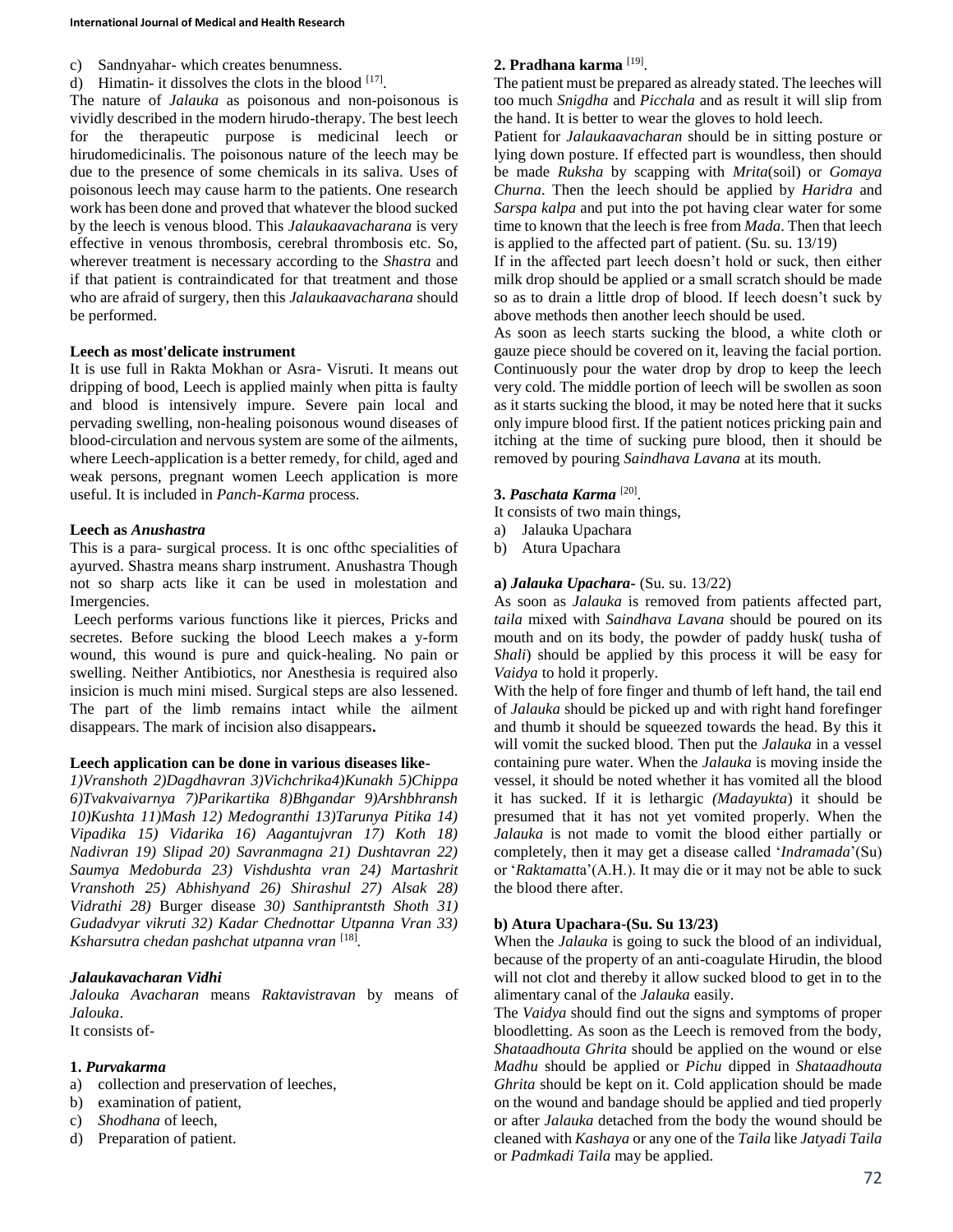c) Sandnyahar- which creates benumness.

d) Himatin- it dissolves the clots in the blood [17].

The nature of *Jalauka* as poisonous and non-poisonous is vividly described in the modern hirudo-therapy. The best leech for the therapeutic purpose is medicinal leech or hirudomedicinalis. The poisonous nature of the leech may be due to the presence of some chemicals in its saliva. Uses of poisonous leech may cause harm to the patients. One research work has been done and proved that whatever the blood sucked by the leech is venous blood. This *Jalaukaavacharana* is very effective in venous thrombosis, cerebral thrombosis etc. So, wherever treatment is necessary according to the *Shastra* and if that patient is contraindicated for that treatment and those who are afraid of surgery, then this *Jalaukaavacharana* should be performed.

**Leech as most'delicate instrument**

It is use full in Rakta Mokhan or Asra- Visruti. It means out dripping of bood, Leech is applied mainly when pitta is faulty and blood is intensively impure. Severe pain local and pervading swelling, non-healing poisonous wound diseases of blood-circulation and nervous system are some of the ailments, where Leech-application is a better remedy, for child, aged and weak persons, pregnant women Leech application is more useful. It is included in *Panch-Karma* process.

**Leech as *Anushastra***

This is a para- surgical process. It is onc ofthc specialities of ayurved. Shastra means sharp instrument. Anushastra Though not so sharp acts like it can be used in molestation and Imergencies.

Leech performs various functions like it pierces, Pricks and secretes. Before sucking the blood Leech makes a y-form wound, this wound is pure and quick-healing. No pain or swelling. Neither Antibiotics, nor Anesthesia is required also insicion is much mini mised. Surgical steps are also lessened. The part of the limb remains intact while the ailment disappears. The mark of incision also disappears**.**

**Leech application can be done in various diseases like-**

*1)Vranshoth 2)Dagdhavran 3)Vichchrika4)Kunakh 5)Chippa 6)Tvakvaivarnya 7)Parikartika 8)Bhgandar 9)Arshbhransh 10)Kushta 11)Mash 12) Medogranthi 13)Tarunya Pitika 14) Vipadika 15) Vidarika 16) Aagantujvran 17) Koth 18) Nadivran 19) Slipad 20) Savranmagna 21) Dushtavran 22) Saumya Medoburda 23) Vishdushta vran 24) Martashrit Vranshoth 24) Abhishyand 26) Shirashul 27) Alsak 28) Vidrathi 28)* Burger disease *30) Santhiprantsth Shoth 31) Gudadvyar vikruti 32) Kadar Chednottar Utpanna Vran 33) Ksharsutra chedan pashchat utpanna vran* [18].

***Jalaukavacharan Vidhi***

*Jalouka Avacharan* means *Raktavistravan* by means of *Jalouka*.

It consists of-

**1. *Purvakarma***

a) collection and preservation of leeches,
b) examination of patient,
c) *Shodhana* of leech,
d) Preparation of patient.

**2. Pradhana karma** [19].

The patient must be prepared as already stated. The leeches will too much *Snigdha* and *Picchala* and as result it will slip from the hand. It is better to wear the gloves to hold leech.

Patient for *Jalaukaavacharan* should be in sitting posture or lying down posture. If effected part is woundless, then should be made *Ruksha* by scapping with *Mrita*(soil) or *Gomaya Churna*. Then the leech should be applied by *Haridra* and *Sarspa kalpa* and put into the pot having clear water for some time to known that the leech is free from *Mada*. Then that leech is applied to the affected part of patient. (Su. su. 13/19)

If in the affected part leech doesn't hold or suck, then either milk drop should be applied or a small scratch should be made so as to drain a little drop of blood. If leech doesn't suck by above methods then another leech should be used.

As soon as leech starts sucking the blood, a white cloth or gauze piece should be covered on it, leaving the facial portion. Continuously pour the water drop by drop to keep the leech very cold. The middle portion of leech will be swollen as soon as it starts sucking the blood, it may be noted here that it sucks only impure blood first. If the patient notices pricking pain and itching at the time of sucking pure blood, then it should be removed by pouring *Saindhava Lavana* at its mouth.

**3. *Paschata Karma*** [20].

It consists of two main things,

a) Jalauka Upachara
b) Atura Upachara

**a) *Jalauka Upachara*-** (Su. su. 13/22)

As soon as *Jalauka* is removed from patients affected part, *taila* mixed with *Saindhava Lavana* should be poured on its mouth and on its body, the powder of paddy husk( tusha of *Shali*) should be applied by this process it will be easy for *Vaidya* to hold it properly.

With the help of fore finger and thumb of left hand, the tail end of *Jalauka* should be picked up and with right hand forefinger and thumb it should be squeezed towards the head. By this it will vomit the sucked blood. Then put the *Jalauka* in a vessel containing pure water. When the *Jalauka* is moving inside the vessel, it should be noted whether it has vomited all the blood it has sucked. If it is lethargic *(Madayukta*) it should be presumed that it has not yet vomited properly. When the *Jalauka* is not made to vomit the blood either partially or completely, then it may get a disease called '*Indramada*'(Su) or '*Raktamatt*a'(A.H.). It may die or it may not be able to suck the blood there after.

**b) Atura Upachara-(Su. Su 13/23)**

When the *Jalauka* is going to suck the blood of an individual, because of the property of an anti-coagulate Hirudin, the blood will not clot and thereby it allow sucked blood to get in to the alimentary canal of the *Jalauka* easily.

The *Vaidya* should find out the signs and symptoms of proper bloodletting. As soon as the Leech is removed from the body, *Shataadhouta Ghrita* should be applied on the wound or else *Madhu* should be applied or *Pichu* dipped in *Shataadhouta Ghrita* should be kept on it. Cold application should be made on the wound and bandage should be applied and tied properly or after *Jalauka* detached from the body the wound should be cleaned with *Kashaya* or any one of the *Taila* like *Jatyadi Taila* or *Padmkadi Taila* may be applied.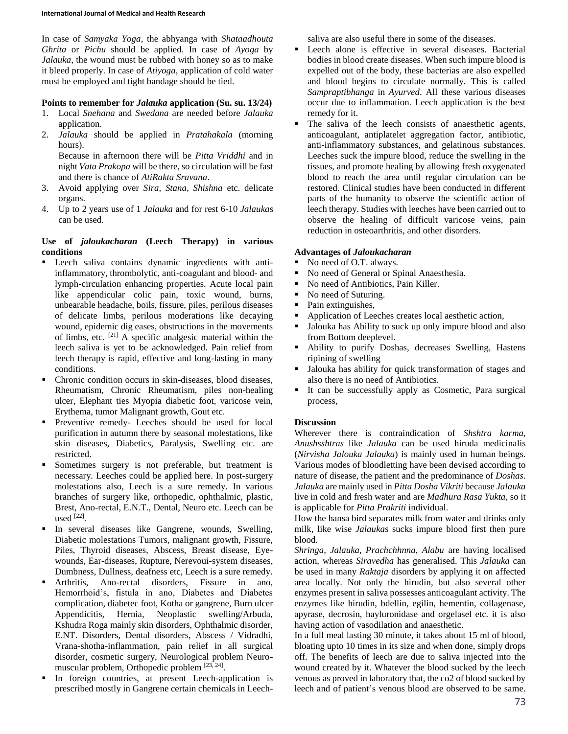In case of *Samyaka Yoga*, the abhyanga with *Shataadhouta Ghrita* or *Pichu* should be applied. In case of *Ayoga* by *Jalauka*, the wound must be rubbed with honey so as to make it bleed properly. In case of *Atiyoga*, application of cold water must be employed and tight bandage should be tied.

**Points to remember for *Jalauka* application (Su. su. 13/24)**

1. Local *Snehana* and *Swedana* are needed before *Jalauka* application.
2. *Jalauka* should be applied in *Pratahakala* (morning hours).
   Because in afternoon there will be *Pitta Vriddhi* and in night *Vata Prakopa* will be there, so circulation will be fast and there is chance of *AtiRakta Sravana*.
3. Avoid applying over *Sira, Stana, Shishna* etc. delicate organs.
4. Up to 2 years use of 1 *Jalauka* and for rest 6-10 *Jalauka*s can be used.

**Use of *jaloukacharan* (Leech Therapy) in various conditions**

- Leech saliva contains dynamic ingredients with anti-inflammatory, thrombolytic, anti-coagulant and blood- and lymph-circulation enhancing properties. Acute local pain like appendicular colic pain, toxic wound, burns, unbearable headache, boils, fissure, piles, perilous diseases of delicate limbs, perilous moderations like decaying wound, epidemic dig eases, obstructions in the movements of limbs, etc. [21] A specific analgesic material within the leech saliva is yet to be acknowledged. Pain relief from leech therapy is rapid, effective and long-lasting in many conditions.
- Chronic condition occurs in skin-diseases, blood diseases, Rheumatism, Chronic Rheumatism, piles non-healing ulcer, Elephant ties Myopia diabetic foot, varicose vein, Erythema, tumor Malignant growth, Gout etc.
- Preventive remedy- Leeches should be used for local purification in autumn there by seasonal molestations, like skin diseases, Diabetics, Paralysis, Swelling etc. are restricted.
- Sometimes surgery is not preferable, but treatment is necessary. Leeches could be applied here. In post-surgery molestations also, Leech is a sure remedy. In various branches of surgery like, orthopedic, ophthalmic, plastic, Brest, Ano-rectal, E.N.T., Dental, Neuro etc. Leech can be used [22].
- In several diseases like Gangrene, wounds, Swelling, Diabetic molestations Tumors, malignant growth, Fissure, Piles, Thyroid diseases, Abscess, Breast disease, Eye-wounds, Ear-diseases, Rupture, Nerevoui-system diseases, Dumbness, Dullness, deafness etc, Leech is a sure remedy.
- Arthritis, Ano-rectal disorders, Fissure in ano, Hemorrhoid's, fistula in ano, Diabetes and Diabetes complication, diabetec foot, Kotha or gangrene, Burn ulcer Appendicitis, Hernia, Neoplastic swelling/Arbuda, Kshudra Roga mainly skin disorders, Ophthalmic disorder, E.NT. Disorders, Dental disorders, Abscess / Vidradhi, Vrana-shotha-inflammation, pain relief in all surgical disorder, cosmetic surgery, Neurological problem Neuro-muscular problem, Orthopedic problem [23, 24].
- In foreign countries, at present Leech-application is prescribed mostly in Gangrene certain chemicals in Leech-saliva are also useful there in some of the diseases.
- Leech alone is effective in several diseases. Bacterial bodies in blood create diseases. When such impure blood is expelled out of the body, these bacterias are also expelled and blood begins to circulate normally. This is called *Sampraptibhanga* in *Ayurved*. All these various diseases occur due to inflammation. Leech application is the best remedy for it.
- The saliva of the leech consists of anaesthetic agents, anticoagulant, antiplatelet aggregation factor, antibiotic, anti-inflammatory substances, and gelatinous substances. Leeches suck the impure blood, reduce the swelling in the tissues, and promote healing by allowing fresh oxygenated blood to reach the area until regular circulation can be restored. Clinical studies have been conducted in different parts of the humanity to observe the scientific action of leech therapy. Studies with leeches have been carried out to observe the healing of difficult varicose veins, pain reduction in osteoarthritis, and other disorders.

**Advantages of *Jaloukacharan***

- No need of O.T. always.
- No need of General or Spinal Anaesthesia.
- No need of Antibiotics, Pain Killer.
- No need of Suturing.
- Pain extinguishes,
- Application of Leeches creates local aesthetic action,
- Jalouka has Ability to suck up only impure blood and also from Bottom deeplevel.
- Ability to purify Doshas, decreases Swelling, Hastens ripining of swelling
- Jalouka has ability for quick transformation of stages and also there is no need of Antibiotics.
- It can be successfully apply as Cosmetic, Para surgical process,

**Discussion**

Wherever there is contraindication of *Shshtra karma*, *Anushsshtras* like *Jalauka* can be used hiruda medicinalis (*Nirvisha Jalouka Jalauka*) is mainly used in human beings. Various modes of bloodletting have been devised according to nature of disease, the patient and the predominance of *Doshas*. *Jalauka* are mainly used in *Pitta Dosha Vikriti* because *Jalauka* live in cold and fresh water and are *Madhura Rasa Yukta*, so it is applicable for *Pitta Prakriti* individual.

How the hansa bird separates milk from water and drinks only milk, like wise *Jalauka*s sucks impure blood first then pure blood.

*Shringa, Jalauka, Prachchhnna, Alabu* are having localised action, whereas *Siravedha* has generalised. This *Jalauka* can be used in many *Raktaja* disorders by applying it on affected area locally. Not only the hirudin, but also several other enzymes present in saliva possesses anticoagulant activity. The enzymes like hirudin, bdellin, egilin, hementin, collagenase, apyrase, decrosin, hayluronidase and orgelasel etc. it is also having action of vasodilation and anaesthetic.

In a full meal lasting 30 minute, it takes about 15 ml of blood, bloating upto 10 times in its size and when done, simply drops off. The benefits of leech are due to saliva injected into the wound created by it. Whatever the blood sucked by the leech venous as proved in laboratory that, the co2 of blood sucked by leech and of patient's venous blood are observed to be same.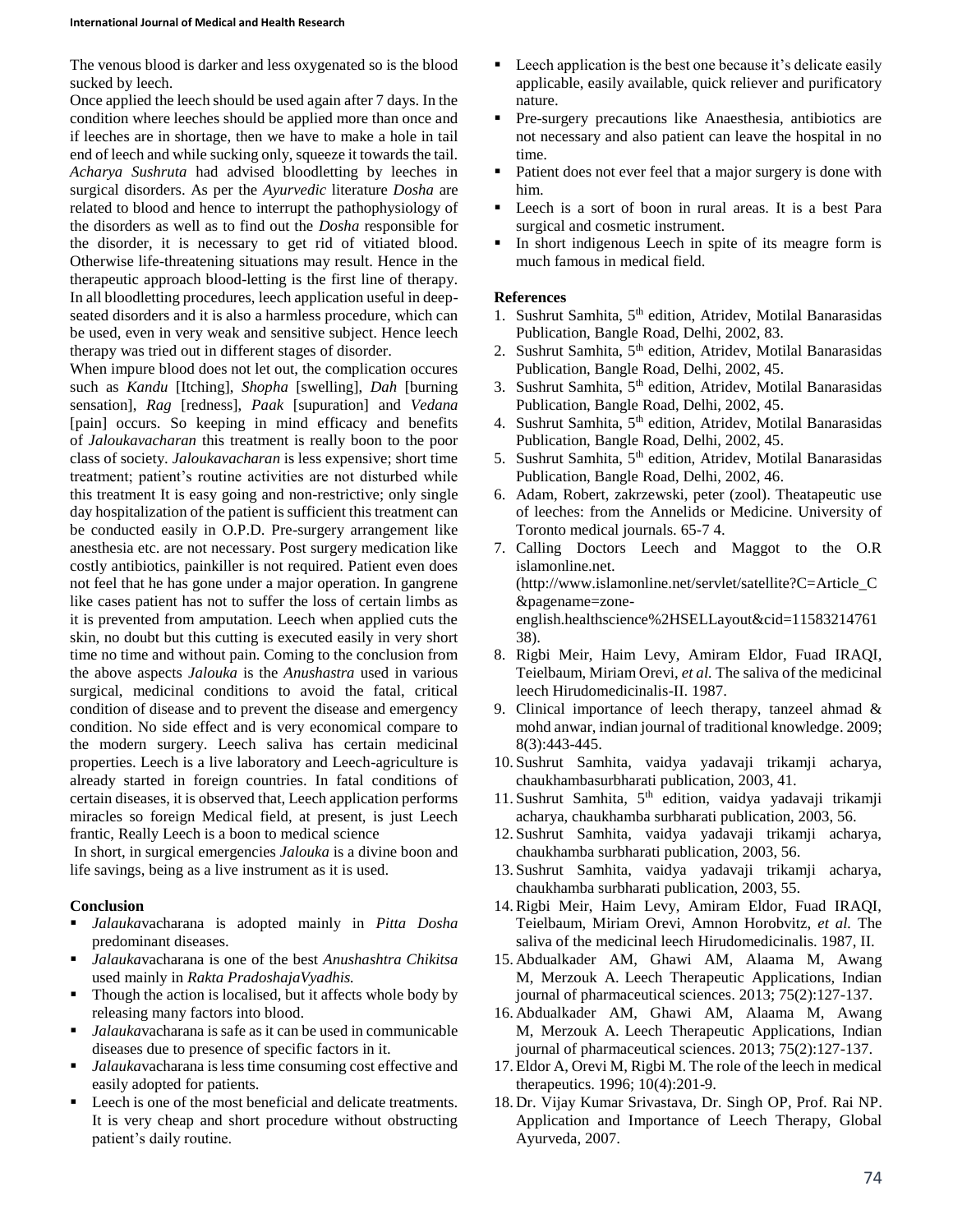The venous blood is darker and less oxygenated so is the blood sucked by leech.

Once applied the leech should be used again after 7 days. In the condition where leeches should be applied more than once and if leeches are in shortage, then we have to make a hole in tail end of leech and while sucking only, squeeze it towards the tail. *Acharya Sushruta* had advised bloodletting by leeches in surgical disorders. As per the *Ayurvedic* literature *Dosha* are related to blood and hence to interrupt the pathophysiology of the disorders as well as to find out the *Dosha* responsible for the disorder, it is necessary to get rid of vitiated blood. Otherwise life-threatening situations may result. Hence in the therapeutic approach blood-letting is the first line of therapy. In all bloodletting procedures, leech application useful in deep-seated disorders and it is also a harmless procedure, which can be used, even in very weak and sensitive subject. Hence leech therapy was tried out in different stages of disorder.

When impure blood does not let out, the complication occures such as *Kandu* [Itching], *Shopha* [swelling], *Dah* [burning sensation], *Rag* [redness], *Paak* [supuration] and *Vedana* [pain] occurs. So keeping in mind efficacy and benefits of *Jaloukavacharan* this treatment is really boon to the poor class of society. *Jaloukavacharan* is less expensive; short time treatment; patient's routine activities are not disturbed while this treatment It is easy going and non-restrictive; only single day hospitalization of the patient is sufficient this treatment can be conducted easily in O.P.D. Pre-surgery arrangement like anesthesia etc. are not necessary. Post surgery medication like costly antibiotics, painkiller is not required. Patient even does not feel that he has gone under a major operation. In gangrene like cases patient has not to suffer the loss of certain limbs as it is prevented from amputation. Leech when applied cuts the skin, no doubt but this cutting is executed easily in very short time no time and without pain. Coming to the conclusion from the above aspects *Jalouka* is the *Anushastra* used in various surgical, medicinal conditions to avoid the fatal, critical condition of disease and to prevent the disease and emergency condition. No side effect and is very economical compare to the modern surgery. Leech saliva has certain medicinal properties. Leech is a live laboratory and Leech-agriculture is already started in foreign countries. In fatal conditions of certain diseases, it is observed that, Leech application performs miracles so foreign Medical field, at present, is just Leech frantic, Really Leech is a boon to medical science

In short, in surgical emergencies *Jalouka* is a divine boon and life savings, being as a live instrument as it is used.

## Conclusion

- *Jalauka*vacharana is adopted mainly in *Pitta Dosha* predominant diseases.
- *Jalauka*vacharana is one of the best *Anushashtra Chikitsa* used mainly in *Rakta PradoshajaVyadhis.*
- Though the action is localised, but it affects whole body by releasing many factors into blood.
- *Jalauka*vacharana is safe as it can be used in communicable diseases due to presence of specific factors in it.
- *Jalauka*vacharana is less time consuming cost effective and easily adopted for patients.
- Leech is one of the most beneficial and delicate treatments. It is very cheap and short procedure without obstructing patient's daily routine.
- Leech application is the best one because it's delicate easily applicable, easily available, quick reliever and purificatory nature.
- Pre-surgery precautions like Anaesthesia, antibiotics are not necessary and also patient can leave the hospital in no time.
- Patient does not ever feel that a major surgery is done with him.
- Leech is a sort of boon in rural areas. It is a best Para surgical and cosmetic instrument.
- In short indigenous Leech in spite of its meagre form is much famous in medical field.

## References

1. Sushrut Samhita, 5th edition, Atridev, Motilal Banarasidas Publication, Bangle Road, Delhi, 2002, 83.
2. Sushrut Samhita, 5th edition, Atridev, Motilal Banarasidas Publication, Bangle Road, Delhi, 2002, 45.
3. Sushrut Samhita, 5th edition, Atridev, Motilal Banarasidas Publication, Bangle Road, Delhi, 2002, 45.
4. Sushrut Samhita, 5th edition, Atridev, Motilal Banarasidas Publication, Bangle Road, Delhi, 2002, 45.
5. Sushrut Samhita, 5th edition, Atridev, Motilal Banarasidas Publication, Bangle Road, Delhi, 2002, 46.
6. Adam, Robert, zakrzewski, peter (zool). Theatapeutic use of leeches: from the Annelids or Medicine. University of Toronto medical journals. 65-7 4.
7. Calling Doctors Leech and Maggot to the O.R islamonline.net. (http://www.islamonline.net/servlet/satellite?C=Article_C &pagename=zone-english.healthscience%2HSELLayout&cid=1158321476138).
8. Rigbi Meir, Haim Levy, Amiram Eldor, Fuad IRAQI, Teielbaum, Miriam Orevi, *et al.* The saliva of the medicinal leech Hirudomedicinalis-II. 1987.
9. Clinical importance of leech therapy, tanzeel ahmad & mohd anwar, indian journal of traditional knowledge. 2009; 8(3):443-445.
10. Sushrut Samhita, vaidya yadavaji trikamji acharya, chaukhambasurbharati publication, 2003, 41.
11. Sushrut Samhita, 5th edition, vaidya yadavaji trikamji acharya, chaukhamba surbharati publication, 2003, 56.
12. Sushrut Samhita, vaidya yadavaji trikamji acharya, chaukhamba surbharati publication, 2003, 56.
13. Sushrut Samhita, vaidya yadavaji trikamji acharya, chaukhamba surbharati publication, 2003, 55.
14. Rigbi Meir, Haim Levy, Amiram Eldor, Fuad IRAQI, Teielbaum, Miriam Orevi, Amnon Horobvitz, *et al.* The saliva of the medicinal leech Hirudomedicinalis. 1987, II.
15. Abdualkader AM, Ghawi AM, Alaama M, Awang M, Merzouk A. Leech Therapeutic Applications, Indian journal of pharmaceutical sciences. 2013; 75(2):127-137.
16. Abdualkader AM, Ghawi AM, Alaama M, Awang M, Merzouk A. Leech Therapeutic Applications, Indian journal of pharmaceutical sciences. 2013; 75(2):127-137.
17. Eldor A, Orevi M, Rigbi M. The role of the leech in medical therapeutics. 1996; 10(4):201-9.
18. Dr. Vijay Kumar Srivastava, Dr. Singh OP, Prof. Rai NP. Application and Importance of Leech Therapy, Global Ayurveda, 2007.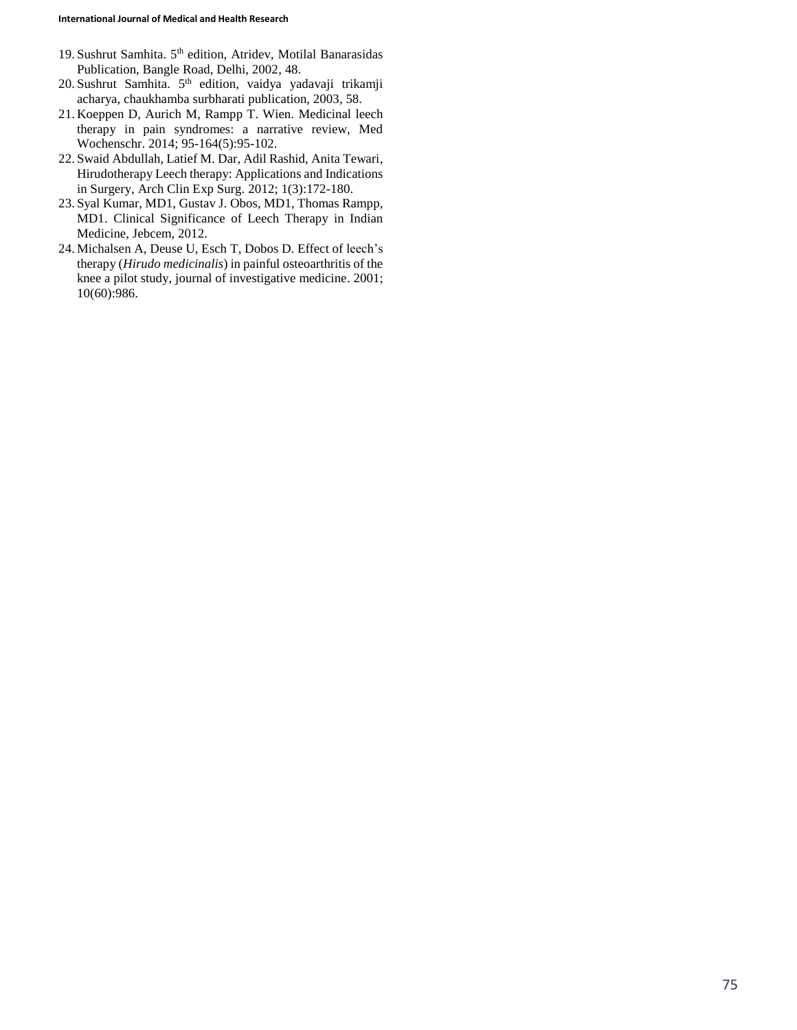19. Sushrut Samhita. 5th edition, Atridev, Motilal Banarasidas Publication, Bangle Road, Delhi, 2002, 48.
20. Sushrut Samhita. 5th edition, vaidya yadavaji trikamji acharya, chaukhamba surbharati publication, 2003, 58.
21. Koeppen D, Aurich M, Rampp T. Wien. Medicinal leech therapy in pain syndromes: a narrative review, Med Wochenschr. 2014; 95-164(5):95-102.
22. Swaid Abdullah, Latief M. Dar, Adil Rashid, Anita Tewari, Hirudotherapy Leech therapy: Applications and Indications in Surgery, Arch Clin Exp Surg. 2012; 1(3):172-180.
23. Syal Kumar, MD1, Gustav J. Obos, MD1, Thomas Rampp, MD1. Clinical Significance of Leech Therapy in Indian Medicine, Jebcem, 2012.
24. Michalsen A, Deuse U, Esch T, Dobos D. Effect of leech's therapy (*Hirudo medicinalis*) in painful osteoarthritis of the knee a pilot study, journal of investigative medicine. 2001; 10(60):986.